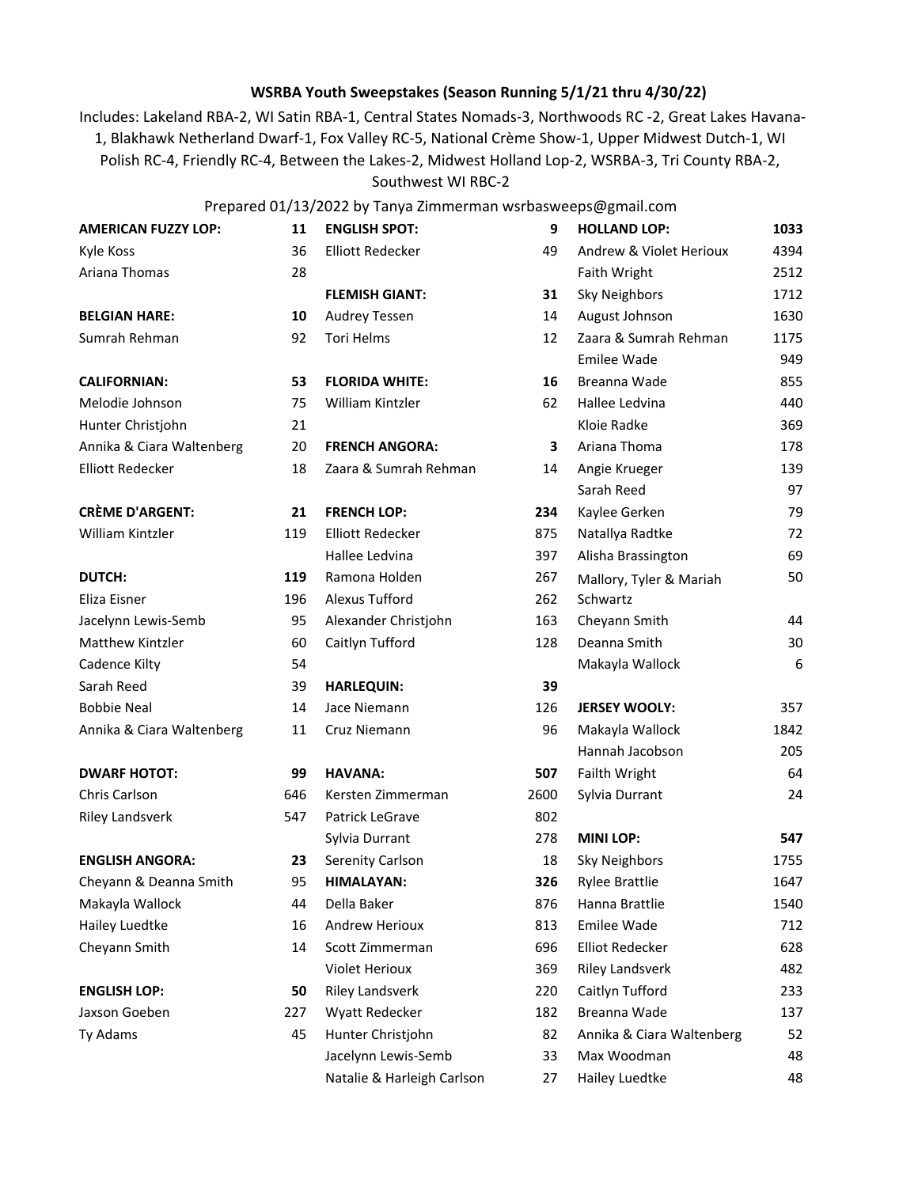**WSRBA Youth Sweepstakes (Season Running 5/1/21 thru 4/30/22)**

Includes: Lakeland RBA-2, WI Satin RBA-1, Central States Nomads-3, Northwoods RC -2, Great Lakes Havana-1, Blakhawk Netherland Dwarf-1, Fox Valley RC-5, National Crème Show-1, Upper Midwest Dutch-1, WI Polish RC-4, Friendly RC-4, Between the Lakes-2, Midwest Holland Lop-2, WSRBA-3, Tri County RBA-2, Southwest WI RBC-2

Prepared 01/13/2022 by Tanya Zimmerman wsrbasweeps@gmail.com

| **AMERICAN FUZZY LOP:** | **11** |
|---|---|
| Kyle Koss | 36 |
| Ariana Thomas | 28 |

| **BELGIAN HARE:** | **10** |
|---|---|
| Sumrah Rehman | 92 |

| **CALIFORNIAN:** | **53** |
|---|---|
| Melodie Johnson | 75 |
| Hunter Christjohn | 21 |
| Annika & Ciara Waltenberg | 20 |
| Elliott Redecker | 18 |

| **CRÈME D'ARGENT:** | **21** |
|---|---|
| William Kintzler | 119 |

| **DUTCH:** | **119** |
|---|---|
| Eliza Eisner | 196 |
| Jacelynn Lewis-Semb | 95 |
| Matthew Kintzler | 60 |
| Cadence Kilty | 54 |
| Sarah Reed | 39 |
| Bobbie Neal | 14 |
| Annika & Ciara Waltenberg | 11 |

| **DWARF HOTOT:** | **99** |
|---|---|
| Chris Carlson | 646 |
| Riley Landsverk | 547 |

| **ENGLISH ANGORA:** | **23** |
|---|---|
| Cheyann & Deanna Smith | 95 |
| Makayla Wallock | 44 |
| Hailey Luedtke | 16 |
| Cheyann Smith | 14 |

| **ENGLISH LOP:** | **50** |
|---|---|
| Jaxson Goeben | 227 |
| Ty Adams | 45 |

| **ENGLISH SPOT:** | **9** |
|---|---|
| Elliott Redecker | 49 |

| **FLEMISH GIANT:** | **31** |
|---|---|
| Audrey Tessen | 14 |
| Tori Helms | 12 |

| **FLORIDA WHITE:** | **16** |
|---|---|
| William Kintzler | 62 |

| **FRENCH ANGORA:** | **3** |
|---|---|
| Zaara & Sumrah Rehman | 14 |

| **FRENCH LOP:** | **234** |
|---|---|
| Elliott Redecker | 875 |
| Hallee Ledvina | 397 |
| Ramona Holden | 267 |
| Alexus Tufford | 262 |
| Alexander Christjohn | 163 |
| Caitlyn Tufford | 128 |

| **HARLEQUIN:** | **39** |
|---|---|
| Jace Niemann | 126 |
| Cruz Niemann | 96 |

| **HAVANA:** | **507** |
|---|---|
| Kersten Zimmerman | 2600 |
| Patrick LeGrave | 802 |
| Sylvia Durrant | 278 |
| Serenity Carlson | 18 |

| **HIMALAYAN:** | **326** |
|---|---|
| Della Baker | 876 |
| Andrew Herioux | 813 |
| Scott Zimmerman | 696 |
| Violet Herioux | 369 |
| Riley Landsverk | 220 |
| Wyatt Redecker | 182 |
| Hunter Christjohn | 82 |
| Jacelynn Lewis-Semb | 33 |
| Natalie & Harleigh Carlson | 27 |

| **HOLLAND LOP:** | **1033** |
|---|---|
| Andrew & Violet Herioux | 4394 |
| Faith Wright | 2512 |
| Sky Neighbors | 1712 |
| August Johnson | 1630 |
| Zaara & Sumrah Rehman | 1175 |
| Emilee Wade | 949 |
| Breanna Wade | 855 |
| Hallee Ledvina | 440 |
| Kloie Radke | 369 |
| Ariana Thoma | 178 |
| Angie Krueger | 139 |
| Sarah Reed | 97 |
| Kaylee Gerken | 79 |
| Natallya Radtke | 72 |
| Alisha Brassington | 69 |
| Mallory, Tyler & Mariah Schwartz | 50 |
| Cheyann Smith | 44 |
| Deanna Smith | 30 |
| Makayla Wallock | 6 |

| **JERSEY WOOLY:** | 357 |
|---|---|
| Makayla Wallock | 1842 |
| Hannah Jacobson | 205 |
| Failth Wright | 64 |
| Sylvia Durrant | 24 |

| **MINI LOP:** | **547** |
|---|---|
| Sky Neighbors | 1755 |
| Rylee Brattlie | 1647 |
| Hanna Brattlie | 1540 |
| Emilee Wade | 712 |
| Elliot Redecker | 628 |
| Riley Landsverk | 482 |
| Caitlyn Tufford | 233 |
| Breanna Wade | 137 |
| Annika & Ciara Waltenberg | 52 |
| Max Woodman | 48 |
| Hailey Luedtke | 48 |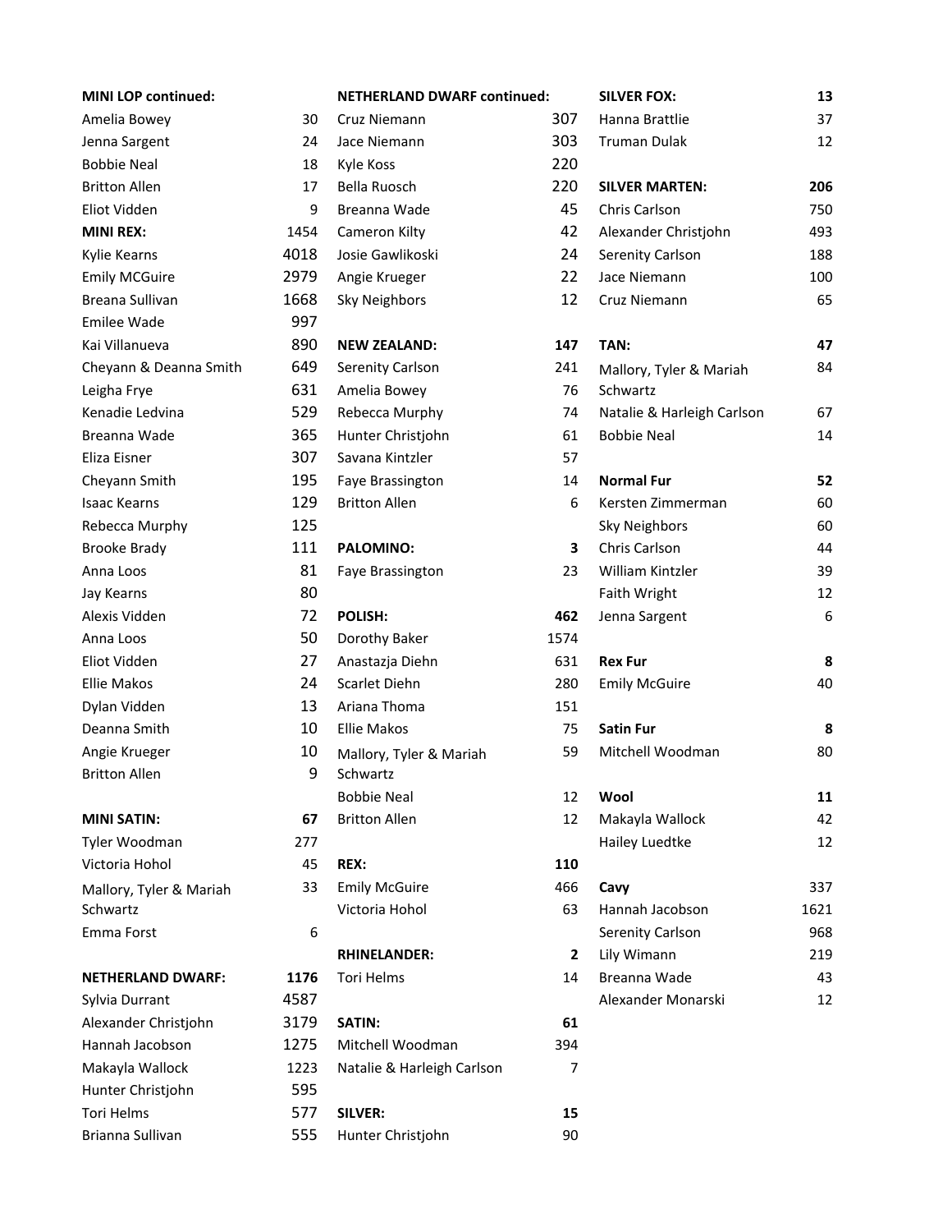| | |
|---|---|
| **MINI LOP continued:** | |
| Amelia Bowey | 30 |
| Jenna Sargent | 24 |
| Bobbie Neal | 18 |
| Britton Allen | 17 |
| Eliot Vidden | 9 |
| **MINI REX:** | 1454 |
| Kylie Kearns | 4018 |
| Emily MCGuire | 2979 |
| Breana Sullivan | 1668 |
| Emilee Wade | 997 |
| Kai Villanueva | 890 |
| Cheyann & Deanna Smith | 649 |
| Leigha Frye | 631 |
| Kenadie Ledvina | 529 |
| Breanna Wade | 365 |
| Eliza Eisner | 307 |
| Cheyann Smith | 195 |
| Isaac Kearns | 129 |
| Rebecca Murphy | 125 |
| Brooke Brady | 111 |
| Anna Loos | 81 |
| Jay Kearns | 80 |
| Alexis Vidden | 72 |
| Anna Loos | 50 |
| Eliot Vidden | 27 |
| Ellie Makos | 24 |
| Dylan Vidden | 13 |
| Deanna Smith | 10 |
| Angie Krueger | 10 |
| Britton Allen | 9 |
| | |
| **MINI SATIN:** | **67** |
| Tyler Woodman | 277 |
| Victoria Hohol | 45 |
| Mallory, Tyler & Mariah Schwartz | 33 |
| Emma Forst | 6 |
| | |
| **NETHERLAND DWARF:** | **1176** |
| Sylvia Durrant | 4587 |
| Alexander Christjohn | 3179 |
| Hannah Jacobson | 1275 |
| Makayla Wallock | 1223 |
| Hunter Christjohn | 595 |
| Tori Helms | 577 |
| Brianna Sullivan | 555 |

| | |
|---|---|
| **NETHERLAND DWARF continued:** | |
| Cruz Niemann | 307 |
| Jace Niemann | 303 |
| Kyle Koss | 220 |
| Bella Ruosch | 220 |
| Breanna Wade | 45 |
| Cameron Kilty | 42 |
| Josie Gawlikoski | 24 |
| Angie Krueger | 22 |
| Sky Neighbors | 12 |
| | |
| **NEW ZEALAND:** | **147** |
| Serenity Carlson | 241 |
| Amelia Bowey | 76 |
| Rebecca Murphy | 74 |
| Hunter Christjohn | 61 |
| Savana Kintzler | 57 |
| Faye Brassington | 14 |
| Britton Allen | 6 |
| | |
| **PALOMINO:** | **3** |
| Faye Brassington | 23 |
| | |
| **POLISH:** | **462** |
| Dorothy Baker | 1574 |
| Anastazja Diehn | 631 |
| Scarlet Diehn | 280 |
| Ariana Thoma | 151 |
| Ellie Makos | 75 |
| Mallory, Tyler & Mariah Schwartz | 59 |
| Bobbie Neal | 12 |
| Britton Allen | 12 |
| | |
| **REX:** | **110** |
| Emily McGuire | 466 |
| Victoria Hohol | 63 |
| | |
| **RHINELANDER:** | **2** |
| Tori Helms | 14 |
| | |
| **SATIN:** | **61** |
| Mitchell Woodman | 394 |
| Natalie & Harleigh Carlson | 7 |
| | |
| **SILVER:** | **15** |
| Hunter Christjohn | 90 |

| | |
|---|---|
| **SILVER FOX:** | **13** |
| Hanna Brattlie | 37 |
| Truman Dulak | 12 |
| | |
| **SILVER MARTEN:** | **206** |
| Chris Carlson | 750 |
| Alexander Christjohn | 493 |
| Serenity Carlson | 188 |
| Jace Niemann | 100 |
| Cruz Niemann | 65 |
| | |
| **TAN:** | **47** |
| Mallory, Tyler & Mariah Schwartz | 84 |
| Natalie & Harleigh Carlson | 67 |
| Bobbie Neal | 14 |
| | |
| **Normal Fur** | **52** |
| Kersten Zimmerman | 60 |
| Sky Neighbors | 60 |
| Chris Carlson | 44 |
| William Kintzler | 39 |
| Faith Wright | 12 |
| Jenna Sargent | 6 |
| | |
| **Rex Fur** | **8** |
| Emily McGuire | 40 |
| | |
| **Satin Fur** | **8** |
| Mitchell Woodman | 80 |
| | |
| **Wool** | **11** |
| Makayla Wallock | 42 |
| Hailey Luedtke | 12 |
| | |
| **Cavy** | 337 |
| Hannah Jacobson | 1621 |
| Serenity Carlson | 968 |
| Lily Wimann | 219 |
| Breanna Wade | 43 |
| Alexander Monarski | 12 |